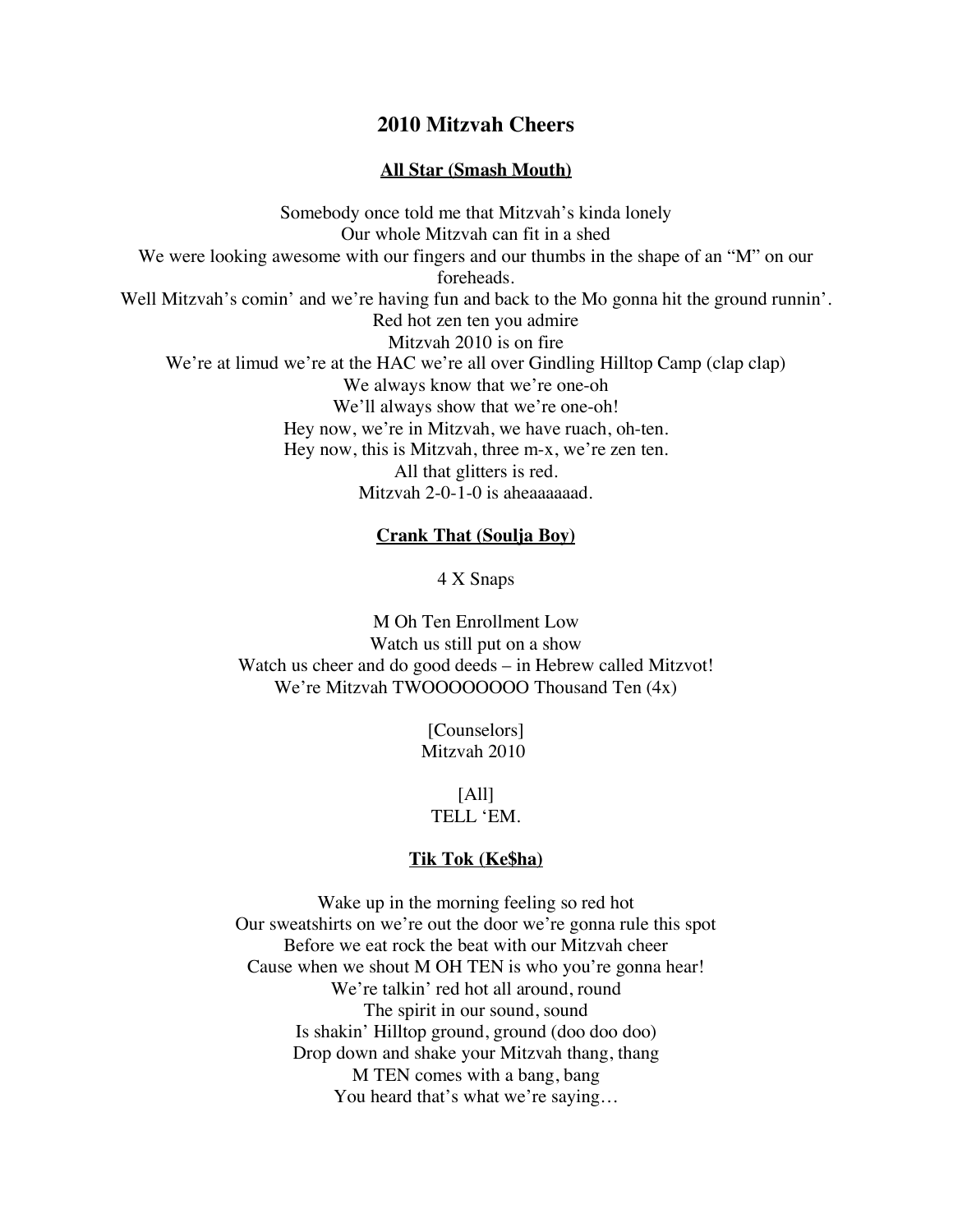# 2010 Mitzvah Cheers

## All Star (Smash Mouth)

Somebody once told me that Mitzvah's kinda lonely
Our whole Mitzvah can fit in a shed
We were looking awesome with our fingers and our thumbs in the shape of an "M" on our foreheads.
Well Mitzvah's comin' and we're having fun and back to the Mo gonna hit the ground runnin'.
Red hot zen ten you admire
Mitzvah 2010 is on fire
We're at limud we're at the HAC we're all over Gindling Hilltop Camp (clap clap)
We always know that we're one-oh
We'll always show that we're one-oh!
Hey now, we're in Mitzvah, we have ruach, oh-ten.
Hey now, this is Mitzvah, three m-x, we're zen ten.
All that glitters is red.
Mitzvah 2-0-1-0 is aheaaaaaad.

## Crank That (Soulja Boy)

4 X Snaps

M Oh Ten Enrollment Low
Watch us still put on a show
Watch us cheer and do good deeds – in Hebrew called Mitzvot!
We're Mitzvah TWOOOOOOOO Thousand Ten (4x)

[Counselors]
Mitzvah 2010

[All]
TELL 'EM.

## Tik Tok (Ke$ha)

Wake up in the morning feeling so red hot
Our sweatshirts on we're out the door we're gonna rule this spot
Before we eat rock the beat with our Mitzvah cheer
Cause when we shout M OH TEN is who you're gonna hear!
We're talkin' red hot all around, round
The spirit in our sound, sound
Is shakin' Hilltop ground, ground (doo doo doo)
Drop down and shake your Mitzvah thang, thang
M TEN comes with a bang, bang
You heard that's what we're saying…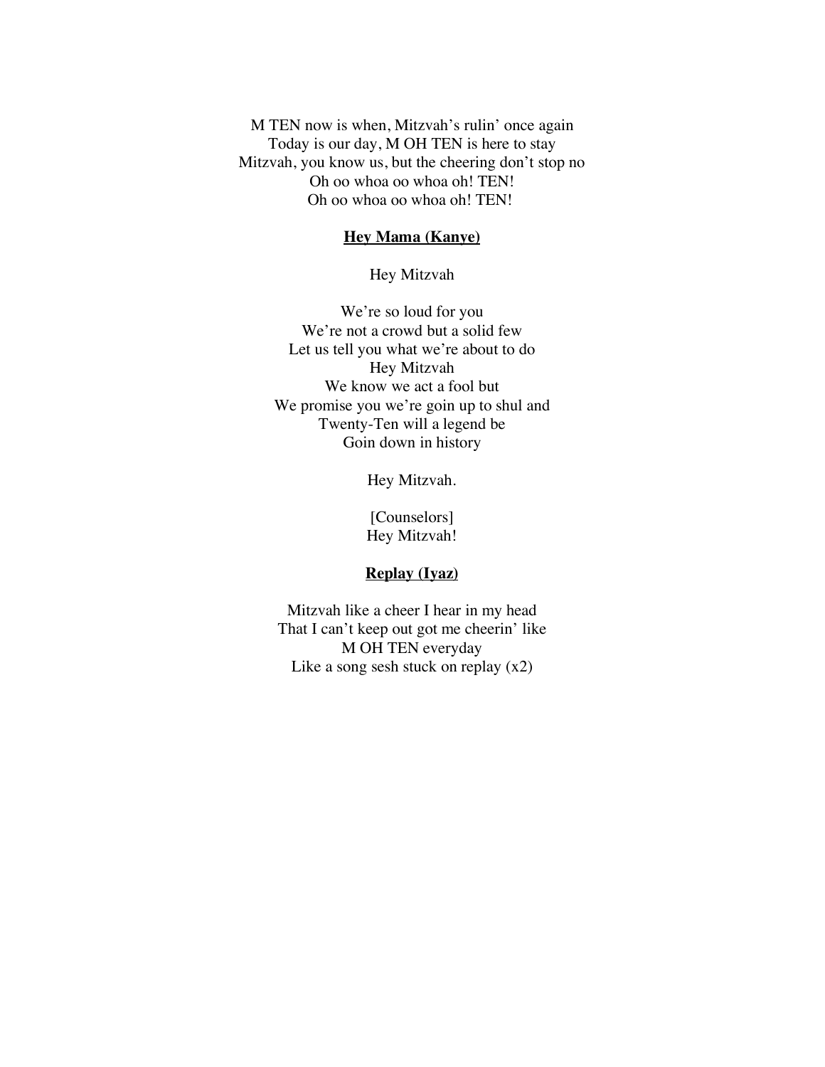M TEN now is when, Mitzvah's rulin' once again
Today is our day, M OH TEN is here to stay
Mitzvah, you know us, but the cheering don't stop no
Oh oo whoa oo whoa oh! TEN!
Oh oo whoa oo whoa oh! TEN!

**Hey Mama (Kanye)**

Hey Mitzvah

We're so loud for you
We're not a crowd but a solid few
Let us tell you what we're about to do
Hey Mitzvah
We know we act a fool but
We promise you we're goin up to shul and
Twenty-Ten will a legend be
Goin down in history

Hey Mitzvah.

[Counselors]
Hey Mitzvah!

**Replay (Iyaz)**

Mitzvah like a cheer I hear in my head
That I can't keep out got me cheerin' like
M OH TEN everyday
Like a song sesh stuck on replay (x2)